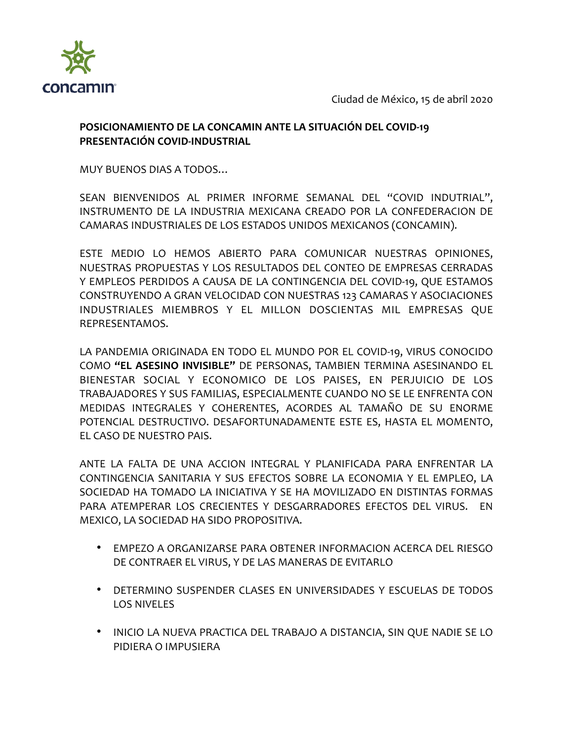concamin

Ciudad de México, 15 de abril 2020

**POSICIONAMIENTO DE LA CONCAMIN ANTE LA SITUACIÓN DEL COVID-19**
**PRESENTACIÓN COVID-INDUSTRIAL**

MUY BUENOS DIAS A TODOS…

SEAN BIENVENIDOS AL PRIMER INFORME SEMANAL DEL "COVID INDUTRIAL", INSTRUMENTO DE LA INDUSTRIA MEXICANA CREADO POR LA CONFEDERACION DE CAMARAS INDUSTRIALES DE LOS ESTADOS UNIDOS MEXICANOS (CONCAMIN).

ESTE MEDIO LO HEMOS ABIERTO PARA COMUNICAR NUESTRAS OPINIONES, NUESTRAS PROPUESTAS Y LOS RESULTADOS DEL CONTEO DE EMPRESAS CERRADAS Y EMPLEOS PERDIDOS A CAUSA DE LA CONTINGENCIA DEL COVID-19, QUE ESTAMOS CONSTRUYENDO A GRAN VELOCIDAD CON NUESTRAS 123 CAMARAS Y ASOCIACIONES INDUSTRIALES MIEMBROS Y EL MILLON DOSCIENTAS MIL EMPRESAS QUE REPRESENTAMOS.

LA PANDEMIA ORIGINADA EN TODO EL MUNDO POR EL COVID-19, VIRUS CONOCIDO COMO **"EL ASESINO INVISIBLE"** DE PERSONAS, TAMBIEN TERMINA ASESINANDO EL BIENESTAR SOCIAL Y ECONOMICO DE LOS PAISES, EN PERJUICIO DE LOS TRABAJADORES Y SUS FAMILIAS, ESPECIALMENTE CUANDO NO SE LE ENFRENTA CON MEDIDAS INTEGRALES Y COHERENTES, ACORDES AL TAMAÑO DE SU ENORME POTENCIAL DESTRUCTIVO. DESAFORTUNADAMENTE ESTE ES, HASTA EL MOMENTO, EL CASO DE NUESTRO PAIS.

ANTE LA FALTA DE UNA ACCION INTEGRAL Y PLANIFICADA PARA ENFRENTAR LA CONTINGENCIA SANITARIA Y SUS EFECTOS SOBRE LA ECONOMIA Y EL EMPLEO, LA SOCIEDAD HA TOMADO LA INICIATIVA Y SE HA MOVILIZADO EN DISTINTAS FORMAS PARA ATEMPERAR LOS CRECIENTES Y DESGARRADORES EFECTOS DEL VIRUS. EN MEXICO, LA SOCIEDAD HA SIDO PROPOSITIVA.

- EMPEZO A ORGANIZARSE PARA OBTENER INFORMACION ACERCA DEL RIESGO DE CONTRAER EL VIRUS, Y DE LAS MANERAS DE EVITARLO
- DETERMINO SUSPENDER CLASES EN UNIVERSIDADES Y ESCUELAS DE TODOS LOS NIVELES
- INICIO LA NUEVA PRACTICA DEL TRABAJO A DISTANCIA, SIN QUE NADIE SE LO PIDIERA O IMPUSIERA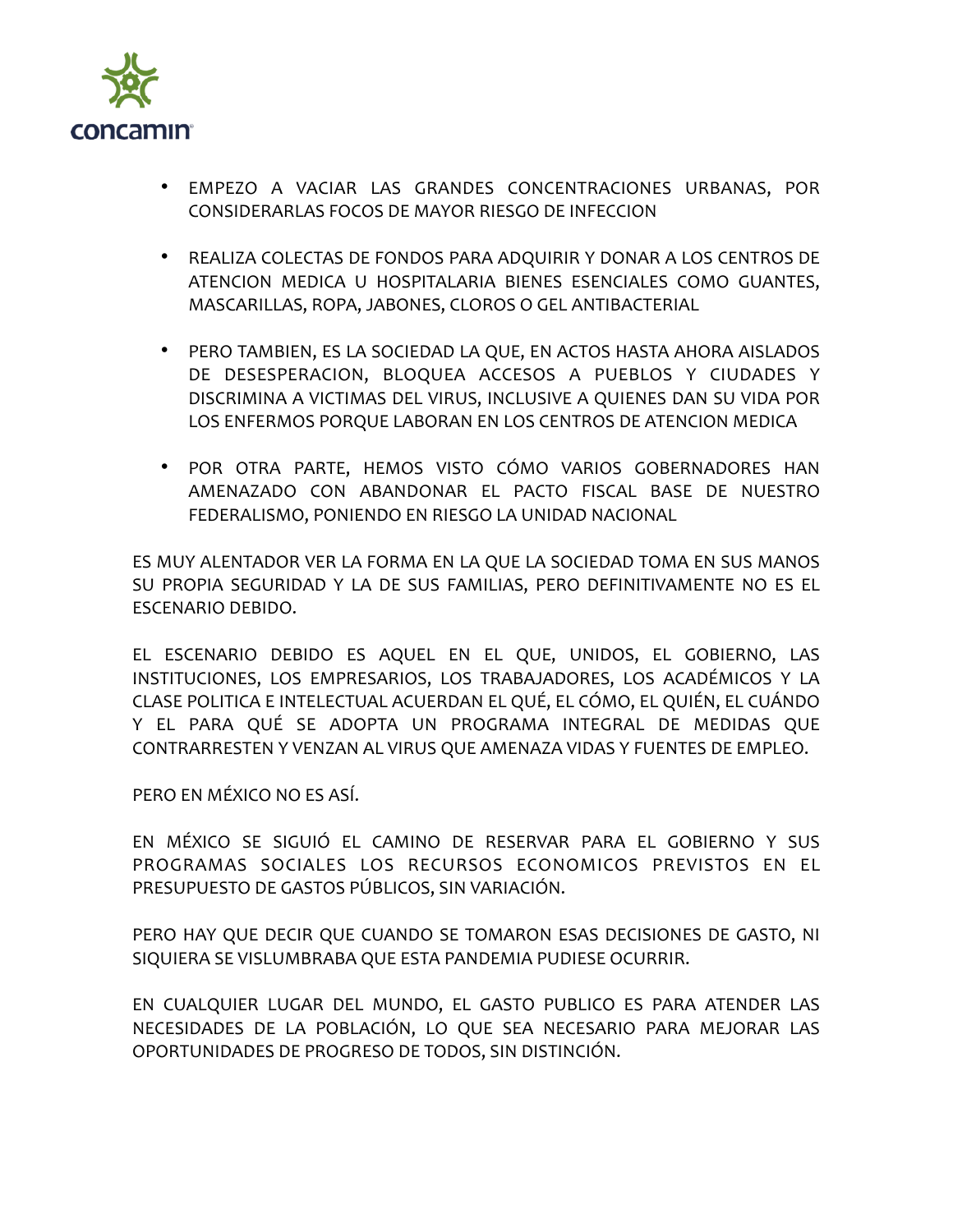- EMPEZO A VACIAR LAS GRANDES CONCENTRACIONES URBANAS, POR CONSIDERARLAS FOCOS DE MAYOR RIESGO DE INFECCION

- REALIZA COLECTAS DE FONDOS PARA ADQUIRIR Y DONAR A LOS CENTROS DE ATENCION MEDICA U HOSPITALARIA BIENES ESENCIALES COMO GUANTES, MASCARILLAS, ROPA, JABONES, CLOROS O GEL ANTIBACTERIAL

- PERO TAMBIEN, ES LA SOCIEDAD LA QUE, EN ACTOS HASTA AHORA AISLADOS DE DESESPERACION, BLOQUEA ACCESOS A PUEBLOS Y CIUDADES Y DISCRIMINA A VICTIMAS DEL VIRUS, INCLUSIVE A QUIENES DAN SU VIDA POR LOS ENFERMOS PORQUE LABORAN EN LOS CENTROS DE ATENCION MEDICA

- POR OTRA PARTE, HEMOS VISTO CÓMO VARIOS GOBERNADORES HAN AMENAZADO CON ABANDONAR EL PACTO FISCAL BASE DE NUESTRO FEDERALISMO, PONIENDO EN RIESGO LA UNIDAD NACIONAL

ES MUY ALENTADOR VER LA FORMA EN LA QUE LA SOCIEDAD TOMA EN SUS MANOS SU PROPIA SEGURIDAD Y LA DE SUS FAMILIAS, PERO DEFINITIVAMENTE NO ES EL ESCENARIO DEBIDO.

EL ESCENARIO DEBIDO ES AQUEL EN EL QUE, UNIDOS, EL GOBIERNO, LAS INSTITUCIONES, LOS EMPRESARIOS, LOS TRABAJADORES, LOS ACADÉMICOS Y LA CLASE POLITICA E INTELECTUAL ACUERDAN EL QUÉ, EL CÓMO, EL QUIÉN, EL CUÁNDO Y EL PARA QUÉ SE ADOPTA UN PROGRAMA INTEGRAL DE MEDIDAS QUE CONTRARRESTEN Y VENZAN AL VIRUS QUE AMENAZA VIDAS Y FUENTES DE EMPLEO.

PERO EN MÉXICO NO ES ASÍ.

EN MÉXICO SE SIGUIÓ EL CAMINO DE RESERVAR PARA EL GOBIERNO Y SUS PROGRAMAS SOCIALES LOS RECURSOS ECONOMICOS PREVISTOS EN EL PRESUPUESTO DE GASTOS PÚBLICOS, SIN VARIACIÓN.

PERO HAY QUE DECIR QUE CUANDO SE TOMARON ESAS DECISIONES DE GASTO, NI SIQUIERA SE VISLUMBRABA QUE ESTA PANDEMIA PUDIESE OCURRIR.

EN CUALQUIER LUGAR DEL MUNDO, EL GASTO PUBLICO ES PARA ATENDER LAS NECESIDADES DE LA POBLACIÓN, LO QUE SEA NECESARIO PARA MEJORAR LAS OPORTUNIDADES DE PROGRESO DE TODOS, SIN DISTINCIÓN.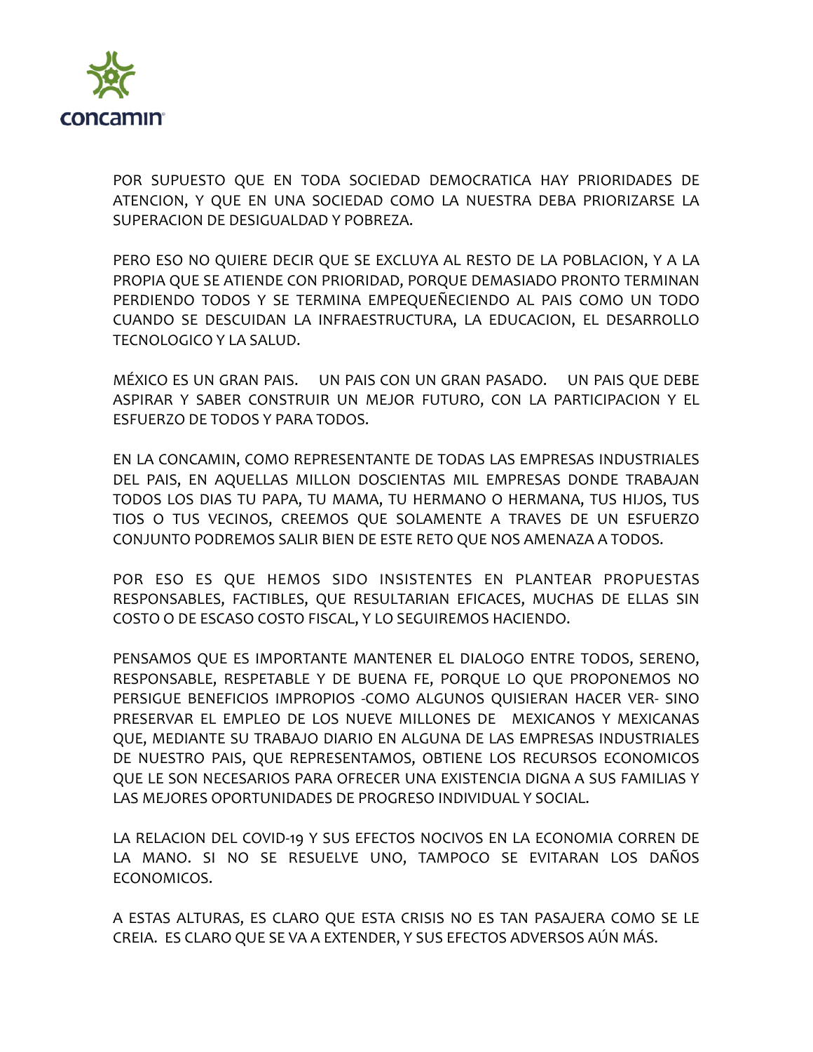POR SUPUESTO QUE EN TODA SOCIEDAD DEMOCRATICA HAY PRIORIDADES DE ATENCION, Y QUE EN UNA SOCIEDAD COMO LA NUESTRA DEBA PRIORIZARSE LA SUPERACION DE DESIGUALDAD Y POBREZA.

PERO ESO NO QUIERE DECIR QUE SE EXCLUYA AL RESTO DE LA POBLACION, Y A LA PROPIA QUE SE ATIENDE CON PRIORIDAD, PORQUE DEMASIADO PRONTO TERMINAN PERDIENDO TODOS Y SE TERMINA EMPEQUEÑECIENDO AL PAIS COMO UN TODO CUANDO SE DESCUIDAN LA INFRAESTRUCTURA, LA EDUCACION, EL DESARROLLO TECNOLOGICO Y LA SALUD.

MÉXICO ES UN GRAN PAIS. UN PAIS CON UN GRAN PASADO. UN PAIS QUE DEBE ASPIRAR Y SABER CONSTRUIR UN MEJOR FUTURO, CON LA PARTICIPACION Y EL ESFUERZO DE TODOS Y PARA TODOS.

EN LA CONCAMIN, COMO REPRESENTANTE DE TODAS LAS EMPRESAS INDUSTRIALES DEL PAIS, EN AQUELLAS MILLON DOSCIENTAS MIL EMPRESAS DONDE TRABAJAN TODOS LOS DIAS TU PAPA, TU MAMA, TU HERMANO O HERMANA, TUS HIJOS, TUS TIOS O TUS VECINOS, CREEMOS QUE SOLAMENTE A TRAVES DE UN ESFUERZO CONJUNTO PODREMOS SALIR BIEN DE ESTE RETO QUE NOS AMENAZA A TODOS.

POR ESO ES QUE HEMOS SIDO INSISTENTES EN PLANTEAR PROPUESTAS RESPONSABLES, FACTIBLES, QUE RESULTARIAN EFICACES, MUCHAS DE ELLAS SIN COSTO O DE ESCASO COSTO FISCAL, Y LO SEGUIREMOS HACIENDO.

PENSAMOS QUE ES IMPORTANTE MANTENER EL DIALOGO ENTRE TODOS, SERENO, RESPONSABLE, RESPETABLE Y DE BUENA FE, PORQUE LO QUE PROPONEMOS NO PERSIGUE BENEFICIOS IMPROPIOS -COMO ALGUNOS QUISIERAN HACER VER- SINO PRESERVAR EL EMPLEO DE LOS NUEVE MILLONES DE MEXICANOS Y MEXICANAS QUE, MEDIANTE SU TRABAJO DIARIO EN ALGUNA DE LAS EMPRESAS INDUSTRIALES DE NUESTRO PAIS, QUE REPRESENTAMOS, OBTIENE LOS RECURSOS ECONOMICOS QUE LE SON NECESARIOS PARA OFRECER UNA EXISTENCIA DIGNA A SUS FAMILIAS Y LAS MEJORES OPORTUNIDADES DE PROGRESO INDIVIDUAL Y SOCIAL.

LA RELACION DEL COVID-19 Y SUS EFECTOS NOCIVOS EN LA ECONOMIA CORREN DE LA MANO. SI NO SE RESUELVE UNO, TAMPOCO SE EVITARAN LOS DAÑOS ECONOMICOS.

A ESTAS ALTURAS, ES CLARO QUE ESTA CRISIS NO ES TAN PASAJERA COMO SE LE CREIA. ES CLARO QUE SE VA A EXTENDER, Y SUS EFECTOS ADVERSOS AÚN MÁS.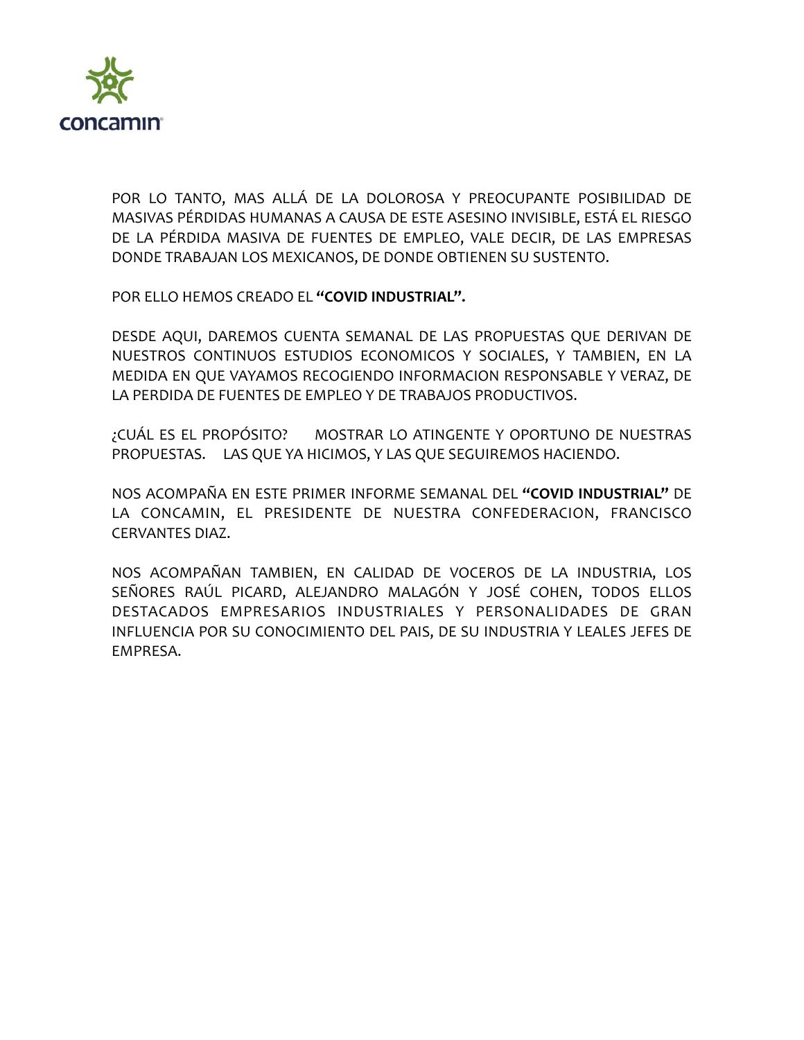POR LO TANTO, MAS ALLÁ DE LA DOLOROSA Y PREOCUPANTE POSIBILIDAD DE MASIVAS PÉRDIDAS HUMANAS A CAUSA DE ESTE ASESINO INVISIBLE, ESTÁ EL RIESGO DE LA PÉRDIDA MASIVA DE FUENTES DE EMPLEO, VALE DECIR, DE LAS EMPRESAS DONDE TRABAJAN LOS MEXICANOS, DE DONDE OBTIENEN SU SUSTENTO.

POR ELLO HEMOS CREADO EL **"COVID INDUSTRIAL".**

DESDE AQUI, DAREMOS CUENTA SEMANAL DE LAS PROPUESTAS QUE DERIVAN DE NUESTROS CONTINUOS ESTUDIOS ECONOMICOS Y SOCIALES, Y TAMBIEN, EN LA MEDIDA EN QUE VAYAMOS RECOGIENDO INFORMACION RESPONSABLE Y VERAZ, DE LA PERDIDA DE FUENTES DE EMPLEO Y DE TRABAJOS PRODUCTIVOS.

¿CUÁL ES EL PROPÓSITO? MOSTRAR LO ATINGENTE Y OPORTUNO DE NUESTRAS PROPUESTAS. LAS QUE YA HICIMOS, Y LAS QUE SEGUIREMOS HACIENDO.

NOS ACOMPAÑA EN ESTE PRIMER INFORME SEMANAL DEL **"COVID INDUSTRIAL"** DE LA CONCAMIN, EL PRESIDENTE DE NUESTRA CONFEDERACION, FRANCISCO CERVANTES DIAZ.

NOS ACOMPAÑAN TAMBIEN, EN CALIDAD DE VOCEROS DE LA INDUSTRIA, LOS SEÑORES RAÚL PICARD, ALEJANDRO MALAGÓN Y JOSÉ COHEN, TODOS ELLOS DESTACADOS EMPRESARIOS INDUSTRIALES Y PERSONALIDADES DE GRAN INFLUENCIA POR SU CONOCIMIENTO DEL PAIS, DE SU INDUSTRIA Y LEALES JEFES DE EMPRESA.